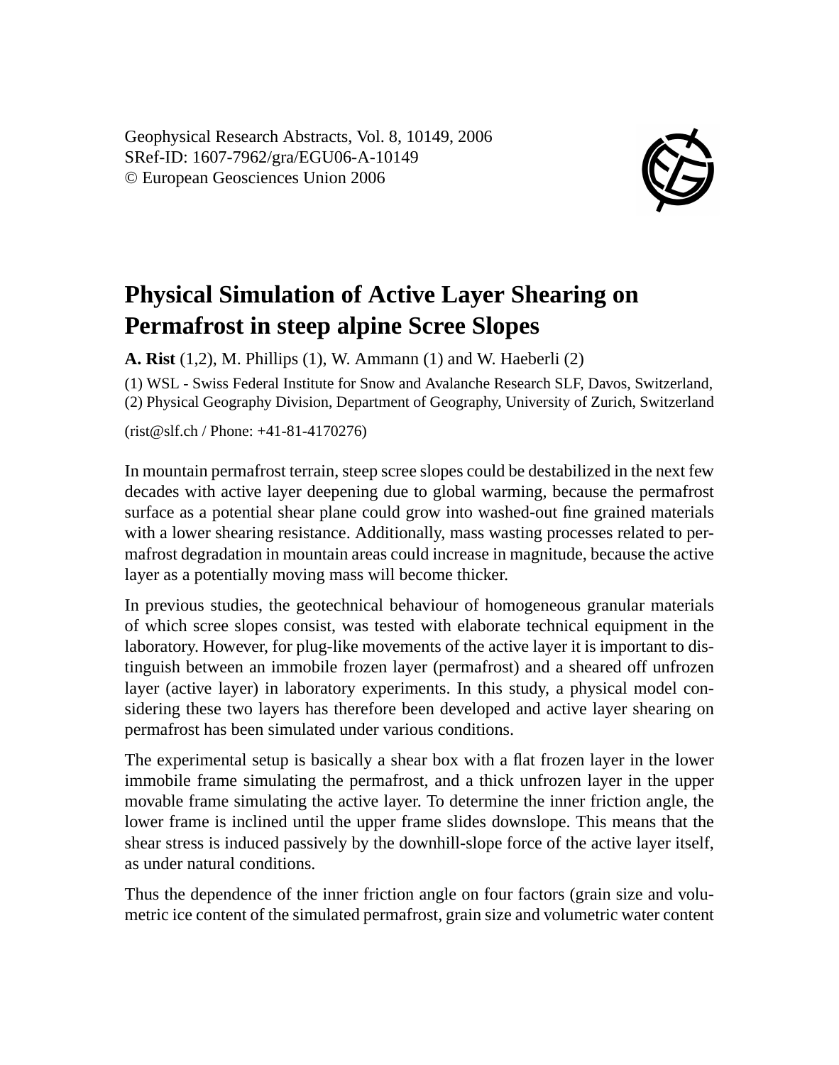Geophysical Research Abstracts, Vol. 8, 10149, 2006
SRef-ID: 1607-7962/gra/EGU06-A-10149
© European Geosciences Union 2006

# Physical Simulation of Active Layer Shearing on Permafrost in steep alpine Scree Slopes

**A. Rist** (1,2), M. Phillips (1), W. Ammann (1) and W. Haeberli (2)

(1) WSL - Swiss Federal Institute for Snow and Avalanche Research SLF, Davos, Switzerland, (2) Physical Geography Division, Department of Geography, University of Zurich, Switzerland

(rist@slf.ch / Phone: +41-81-4170276)

In mountain permafrost terrain, steep scree slopes could be destabilized in the next few decades with active layer deepening due to global warming, because the permafrost surface as a potential shear plane could grow into washed-out fine grained materials with a lower shearing resistance. Additionally, mass wasting processes related to permafrost degradation in mountain areas could increase in magnitude, because the active layer as a potentially moving mass will become thicker.

In previous studies, the geotechnical behaviour of homogeneous granular materials of which scree slopes consist, was tested with elaborate technical equipment in the laboratory. However, for plug-like movements of the active layer it is important to distinguish between an immobile frozen layer (permafrost) and a sheared off unfrozen layer (active layer) in laboratory experiments. In this study, a physical model considering these two layers has therefore been developed and active layer shearing on permafrost has been simulated under various conditions.

The experimental setup is basically a shear box with a flat frozen layer in the lower immobile frame simulating the permafrost, and a thick unfrozen layer in the upper movable frame simulating the active layer. To determine the inner friction angle, the lower frame is inclined until the upper frame slides downslope. This means that the shear stress is induced passively by the downhill-slope force of the active layer itself, as under natural conditions.

Thus the dependence of the inner friction angle on four factors (grain size and volumetric ice content of the simulated permafrost, grain size and volumetric water content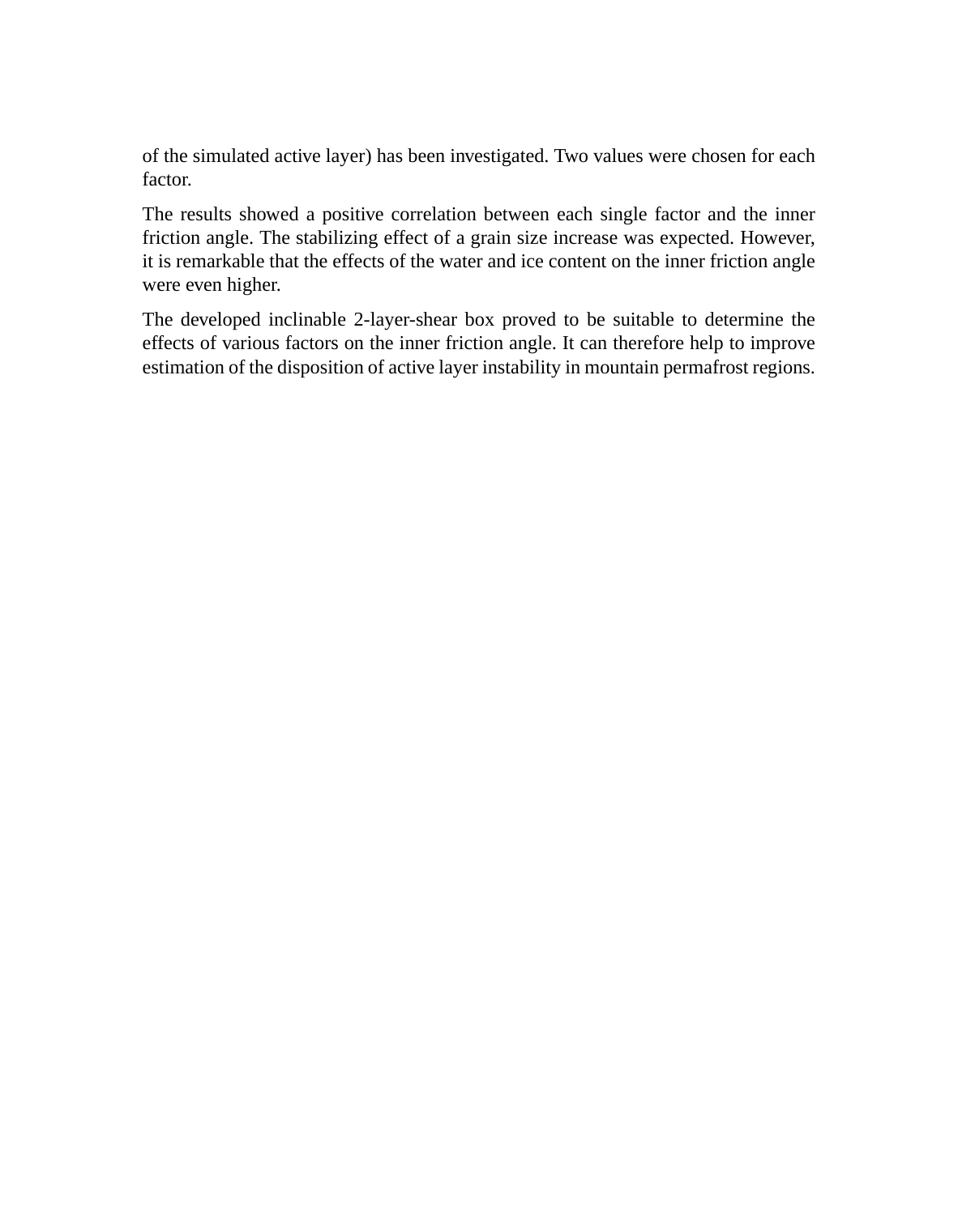of the simulated active layer) has been investigated. Two values were chosen for each factor.

The results showed a positive correlation between each single factor and the inner friction angle. The stabilizing effect of a grain size increase was expected. However, it is remarkable that the effects of the water and ice content on the inner friction angle were even higher.

The developed inclinable 2-layer-shear box proved to be suitable to determine the effects of various factors on the inner friction angle. It can therefore help to improve estimation of the disposition of active layer instability in mountain permafrost regions.